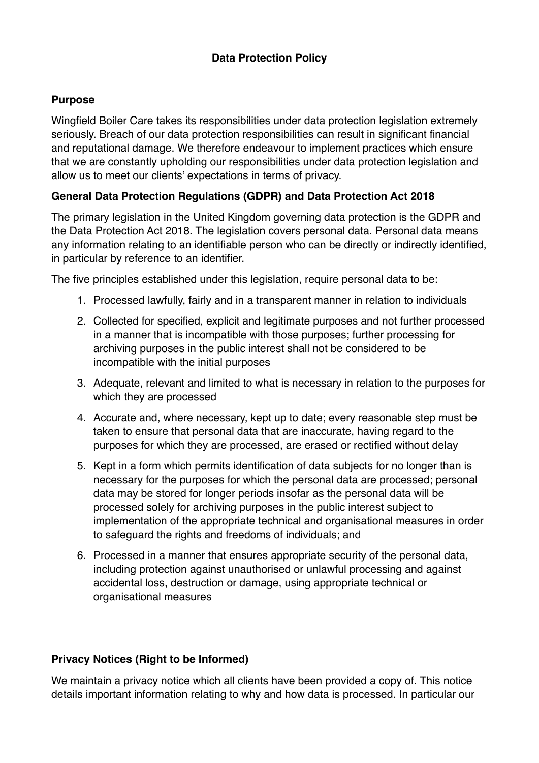# Data Protection Policy

## Purpose

Wingfield Boiler Care takes its responsibilities under data protection legislation extremely seriously. Breach of our data protection responsibilities can result in significant financial and reputational damage. We therefore endeavour to implement practices which ensure that we are constantly upholding our responsibilities under data protection legislation and allow us to meet our clients' expectations in terms of privacy.

## General Data Protection Regulations (GDPR) and Data Protection Act 2018

The primary legislation in the United Kingdom governing data protection is the GDPR and the Data Protection Act 2018. The legislation covers personal data. Personal data means any information relating to an identifiable person who can be directly or indirectly identified, in particular by reference to an identifier.

The five principles established under this legislation, require personal data to be:

1. Processed lawfully, fairly and in a transparent manner in relation to individuals
2. Collected for specified, explicit and legitimate purposes and not further processed in a manner that is incompatible with those purposes; further processing for archiving purposes in the public interest shall not be considered to be incompatible with the initial purposes
3. Adequate, relevant and limited to what is necessary in relation to the purposes for which they are processed
4. Accurate and, where necessary, kept up to date; every reasonable step must be taken to ensure that personal data that are inaccurate, having regard to the purposes for which they are processed, are erased or rectified without delay
5. Kept in a form which permits identification of data subjects for no longer than is necessary for the purposes for which the personal data are processed; personal data may be stored for longer periods insofar as the personal data will be processed solely for archiving purposes in the public interest subject to implementation of the appropriate technical and organisational measures in order to safeguard the rights and freedoms of individuals; and
6. Processed in a manner that ensures appropriate security of the personal data, including protection against unauthorised or unlawful processing and against accidental loss, destruction or damage, using appropriate technical or organisational measures

## Privacy Notices (Right to be Informed)

We maintain a privacy notice which all clients have been provided a copy of. This notice details important information relating to why and how data is processed. In particular our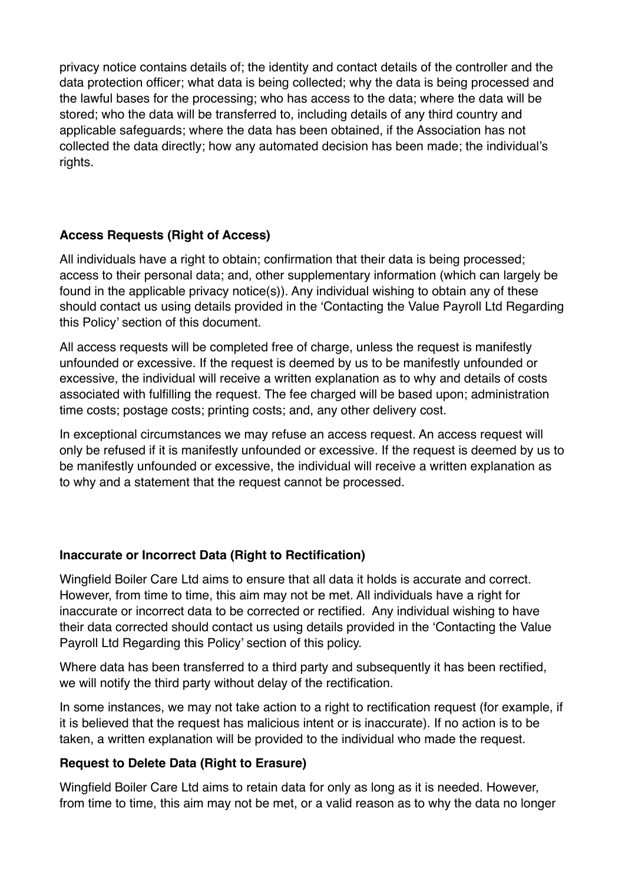privacy notice contains details of; the identity and contact details of the controller and the data protection officer; what data is being collected; why the data is being processed and the lawful bases for the processing; who has access to the data; where the data will be stored; who the data will be transferred to, including details of any third country and applicable safeguards; where the data has been obtained, if the Association has not collected the data directly; how any automated decision has been made; the individual's rights.

**Access Requests (Right of Access)**

All individuals have a right to obtain; confirmation that their data is being processed; access to their personal data; and, other supplementary information (which can largely be found in the applicable privacy notice(s)). Any individual wishing to obtain any of these should contact us using details provided in the 'Contacting the Value Payroll Ltd Regarding this Policy' section of this document.

All access requests will be completed free of charge, unless the request is manifestly unfounded or excessive. If the request is deemed by us to be manifestly unfounded or excessive, the individual will receive a written explanation as to why and details of costs associated with fulfilling the request. The fee charged will be based upon; administration time costs; postage costs; printing costs; and, any other delivery cost.

In exceptional circumstances we may refuse an access request. An access request will only be refused if it is manifestly unfounded or excessive. If the request is deemed by us to be manifestly unfounded or excessive, the individual will receive a written explanation as to why and a statement that the request cannot be processed.

**Inaccurate or Incorrect Data (Right to Rectification)**

Wingfield Boiler Care Ltd aims to ensure that all data it holds is accurate and correct. However, from time to time, this aim may not be met. All individuals have a right for inaccurate or incorrect data to be corrected or rectified. Any individual wishing to have their data corrected should contact us using details provided in the 'Contacting the Value Payroll Ltd Regarding this Policy' section of this policy.

Where data has been transferred to a third party and subsequently it has been rectified, we will notify the third party without delay of the rectification.

In some instances, we may not take action to a right to rectification request (for example, if it is believed that the request has malicious intent or is inaccurate). If no action is to be taken, a written explanation will be provided to the individual who made the request.

**Request to Delete Data (Right to Erasure)**

Wingfield Boiler Care Ltd aims to retain data for only as long as it is needed. However, from time to time, this aim may not be met, or a valid reason as to why the data no longer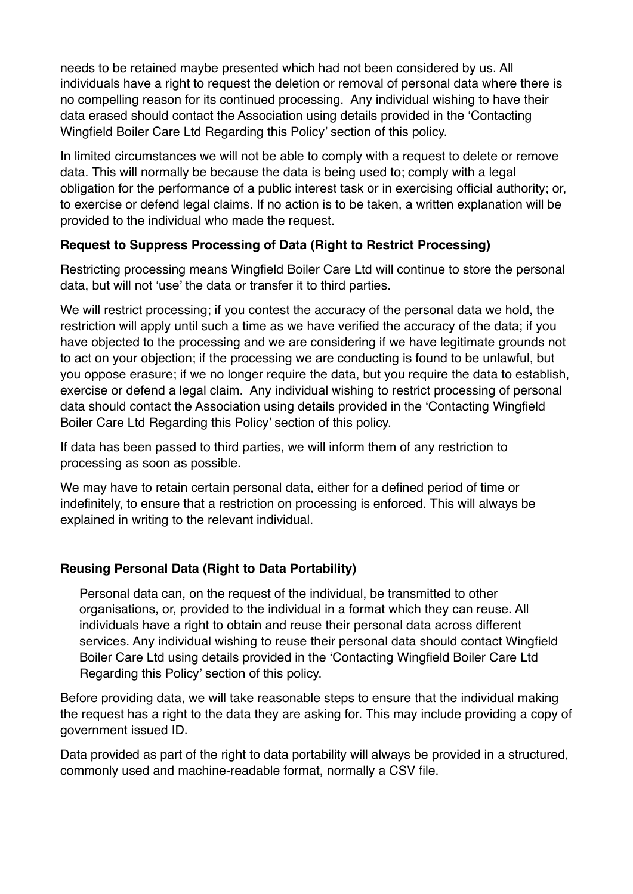needs to be retained maybe presented which had not been considered by us. All individuals have a right to request the deletion or removal of personal data where there is no compelling reason for its continued processing. Any individual wishing to have their data erased should contact the Association using details provided in the 'Contacting Wingfield Boiler Care Ltd Regarding this Policy' section of this policy.

In limited circumstances we will not be able to comply with a request to delete or remove data. This will normally be because the data is being used to; comply with a legal obligation for the performance of a public interest task or in exercising official authority; or, to exercise or defend legal claims. If no action is to be taken, a written explanation will be provided to the individual who made the request.

**Request to Suppress Processing of Data (Right to Restrict Processing)**

Restricting processing means Wingfield Boiler Care Ltd will continue to store the personal data, but will not 'use' the data or transfer it to third parties.

We will restrict processing; if you contest the accuracy of the personal data we hold, the restriction will apply until such a time as we have verified the accuracy of the data; if you have objected to the processing and we are considering if we have legitimate grounds not to act on your objection; if the processing we are conducting is found to be unlawful, but you oppose erasure; if we no longer require the data, but you require the data to establish, exercise or defend a legal claim. Any individual wishing to restrict processing of personal data should contact the Association using details provided in the 'Contacting Wingfield Boiler Care Ltd Regarding this Policy' section of this policy.

If data has been passed to third parties, we will inform them of any restriction to processing as soon as possible.

We may have to retain certain personal data, either for a defined period of time or indefinitely, to ensure that a restriction on processing is enforced. This will always be explained in writing to the relevant individual.

**Reusing Personal Data (Right to Data Portability)**

Personal data can, on the request of the individual, be transmitted to other organisations, or, provided to the individual in a format which they can reuse. All individuals have a right to obtain and reuse their personal data across different services. Any individual wishing to reuse their personal data should contact Wingfield Boiler Care Ltd using details provided in the 'Contacting Wingfield Boiler Care Ltd Regarding this Policy' section of this policy.

Before providing data, we will take reasonable steps to ensure that the individual making the request has a right to the data they are asking for. This may include providing a copy of government issued ID.

Data provided as part of the right to data portability will always be provided in a structured, commonly used and machine-readable format, normally a CSV file.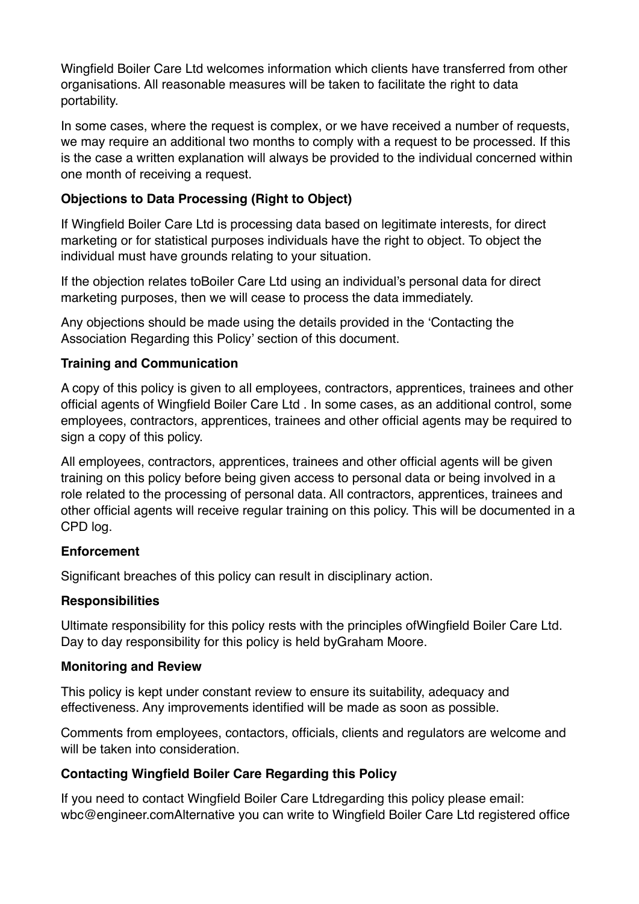Wingfield Boiler Care Ltd welcomes information which clients have transferred from other organisations. All reasonable measures will be taken to facilitate the right to data portability.

In some cases, where the request is complex, or we have received a number of requests, we may require an additional two months to comply with a request to be processed. If this is the case a written explanation will always be provided to the individual concerned within one month of receiving a request.

**Objections to Data Processing (Right to Object)**

If Wingfield Boiler Care Ltd is processing data based on legitimate interests, for direct marketing or for statistical purposes individuals have the right to object. To object the individual must have grounds relating to your situation.

If the objection relates toBoiler Care Ltd using an individual's personal data for direct marketing purposes, then we will cease to process the data immediately.

Any objections should be made using the details provided in the 'Contacting the Association Regarding this Policy' section of this document.

**Training and Communication**

A copy of this policy is given to all employees, contractors, apprentices, trainees and other official agents of Wingfield Boiler Care Ltd . In some cases, as an additional control, some employees, contractors, apprentices, trainees and other official agents may be required to sign a copy of this policy.

All employees, contractors, apprentices, trainees and other official agents will be given training on this policy before being given access to personal data or being involved in a role related to the processing of personal data. All contractors, apprentices, trainees and other official agents will receive regular training on this policy. This will be documented in a CPD log.

**Enforcement**

Significant breaches of this policy can result in disciplinary action.

**Responsibilities**

Ultimate responsibility for this policy rests with the principles ofWingfield Boiler Care Ltd. Day to day responsibility for this policy is held byGraham Moore.

**Monitoring and Review**

This policy is kept under constant review to ensure its suitability, adequacy and effectiveness. Any improvements identified will be made as soon as possible.

Comments from employees, contactors, officials, clients and regulators are welcome and will be taken into consideration.

**Contacting Wingfield Boiler Care Regarding this Policy**

If you need to contact Wingfield Boiler Care Ltdregarding this policy please email: wbc@engineer.comAlternative you can write to Wingfield Boiler Care Ltd registered office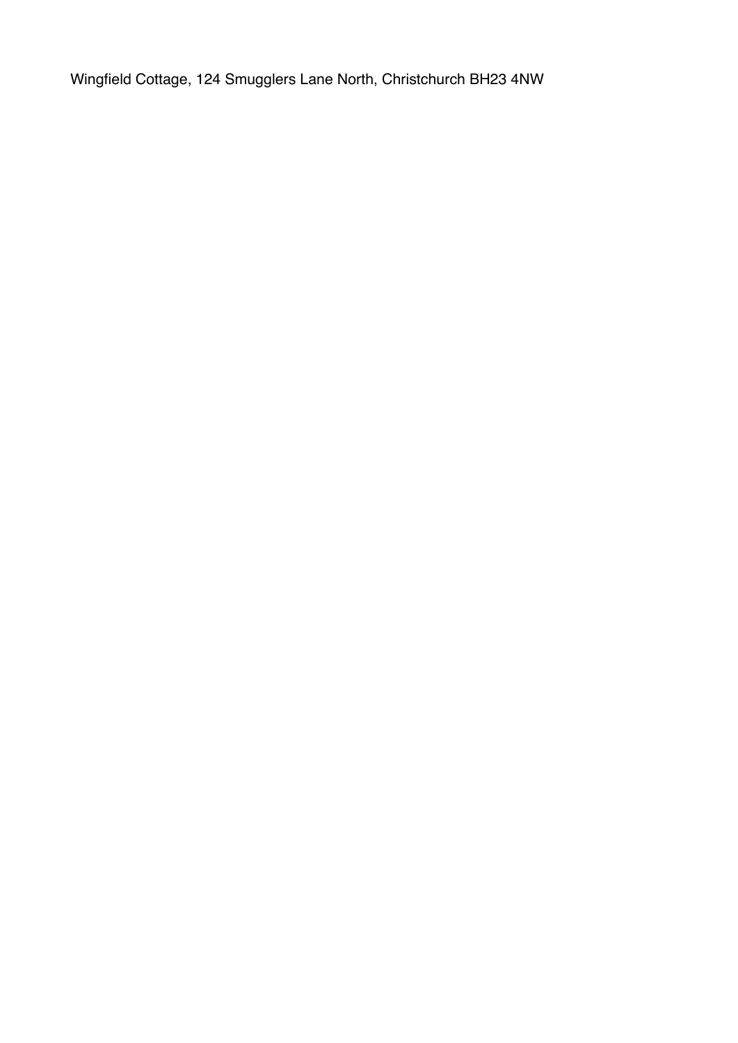Wingfield Cottage, 124 Smugglers Lane North, Christchurch BH23 4NW